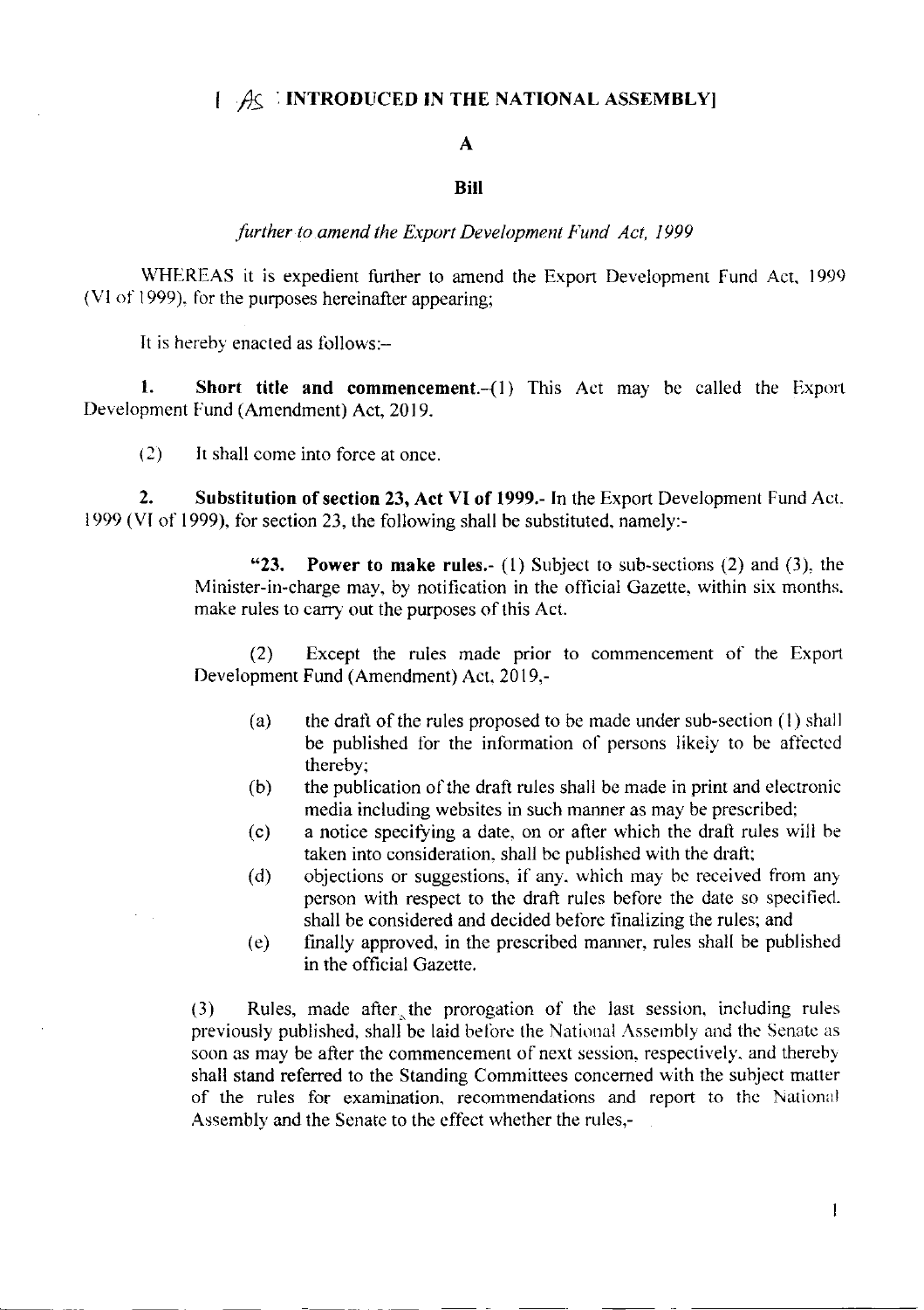[ AS INTRODUCED IN THE NATIONAL ASSEMBLY]

# A

# Bill

*further to amend the Export Development Fund Act, 1999*

WHEREAS it is expedient further to amend the Export Development Fund Act, 1999 (VI of 1999), for the purposes hereinafter appearing;

It is hereby enacted as follows:–

**1. Short title and commencement.**–(1) This Act may be called the Export Development Fund (Amendment) Act, 2019.

(2) It shall come into force at once.

**2. Substitution of section 23, Act VI of 1999.**- In the Export Development Fund Act, 1999 (VI of 1999), for section 23, the following shall be substituted, namely:-

> "**23. Power to make rules.**- (1) Subject to sub-sections (2) and (3), the Minister-in-charge may, by notification in the official Gazette, within six months, make rules to carry out the purposes of this Act.
>
> (2) Except the rules made prior to commencement of the Export Development Fund (Amendment) Act, 2019,-
>
> (a) the draft of the rules proposed to be made under sub-section (1) shall be published for the information of persons likely to be affected thereby;
>
> (b) the publication of the draft rules shall be made in print and electronic media including websites in such manner as may be prescribed;
>
> (c) a notice specifying a date, on or after which the draft rules will be taken into consideration, shall be published with the draft;
>
> (d) objections or suggestions, if any, which may be received from any person with respect to the draft rules before the date so specified, shall be considered and decided before finalizing the rules; and
>
> (e) finally approved, in the prescribed manner, rules shall be published in the official Gazette.
>
> (3) Rules, made after the prorogation of the last session, including rules previously published, shall be laid before the National Assembly and the Senate as soon as may be after the commencement of next session, respectively, and thereby shall stand referred to the Standing Committees concerned with the subject matter of the rules for examination, recommendations and report to the National Assembly and the Senate to the effect whether the rules,-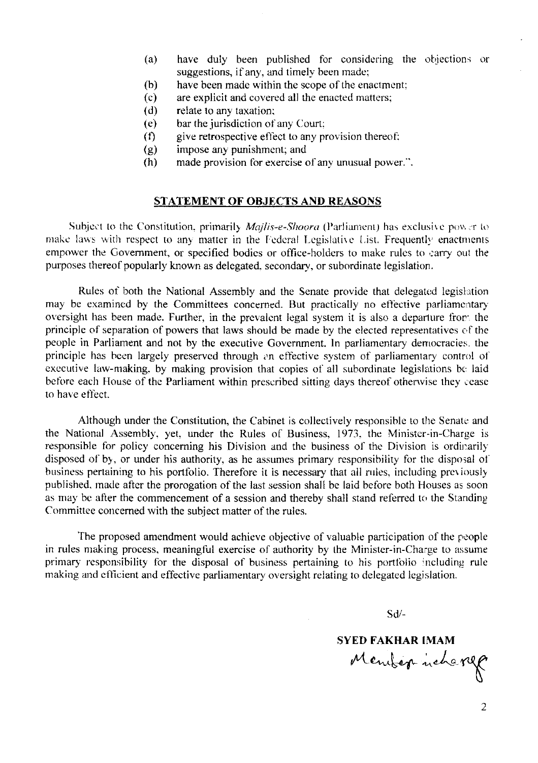(a) have duly been published for considering the objections or suggestions, if any, and timely been made;
(b) have been made within the scope of the enactment;
(c) are explicit and covered all the enacted matters;
(d) relate to any taxation;
(e) bar the jurisdiction of any Court;
(f) give retrospective effect to any provision thereof;
(g) impose any punishment; and
(h) made provision for exercise of any unusual power.".

## STATEMENT OF OBJECTS AND REASONS

Subject to the Constitution, primarily *Majlis-e-Shoora* (Parliament) has exclusive power to make laws with respect to any matter in the Federal Legislative List. Frequently enactments empower the Government, or specified bodies or office-holders to make rules to carry out the purposes thereof popularly known as delegated, secondary, or subordinate legislation.

Rules of both the National Assembly and the Senate provide that delegated legislation may be examined by the Committees concerned. But practically no effective parliamentary oversight has been made. Further, in the prevalent legal system it is also a departure from the principle of separation of powers that laws should be made by the elected representatives of the people in Parliament and not by the executive Government. In parliamentary democracies, the principle has been largely preserved through an effective system of parliamentary control of executive law-making, by making provision that copies of all subordinate legislations be laid before each House of the Parliament within prescribed sitting days thereof otherwise they cease to have effect.

Although under the Constitution, the Cabinet is collectively responsible to the Senate and the National Assembly, yet, under the Rules of Business, 1973, the Minister-in-Charge is responsible for policy concerning his Division and the business of the Division is ordinarily disposed of by, or under his authority, as he assumes primary responsibility for the disposal of business pertaining to his portfolio. Therefore it is necessary that all rules, including previously published, made after the prorogation of the last session shall be laid before both Houses as soon as may be after the commencement of a session and thereby shall stand referred to the Standing Committee concerned with the subject matter of the rules.

The proposed amendment would achieve objective of valuable participation of the people in rules making process, meaningful exercise of authority by the Minister-in-Charge to assume primary responsibility for the disposal of business pertaining to his portfolio including rule making and efficient and effective parliamentary oversight relating to delegated legislation.

Sd/-

**SYED FAKHAR IMAM**
Member incharge